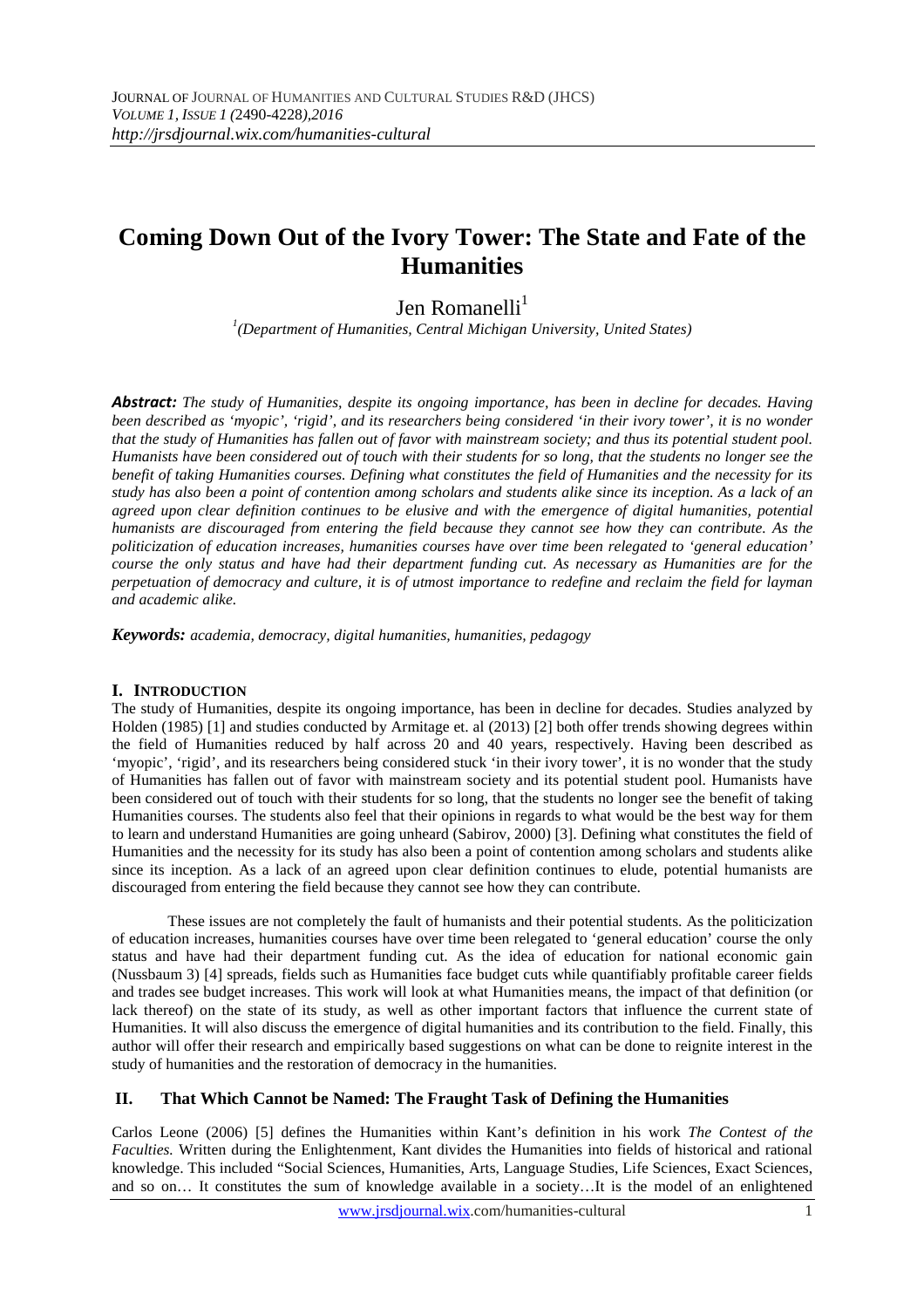# Coming Down Out of the Ivory Tower: The State and Fate of the Humanities

Jen Romanelli[1]

[1](Department of Humanities, Central Michigan University, United States)

***Abstract:*** *The study of Humanities, despite its ongoing importance, has been in decline for decades. Having been described as 'myopic', 'rigid', and its researchers being considered 'in their ivory tower', it is no wonder that the study of Humanities has fallen out of favor with mainstream society; and thus its potential student pool. Humanists have been considered out of touch with their students for so long, that the students no longer see the benefit of taking Humanities courses. Defining what constitutes the field of Humanities and the necessity for its study has also been a point of contention among scholars and students alike since its inception. As a lack of an agreed upon clear definition continues to be elusive and with the emergence of digital humanities, potential humanists are discouraged from entering the field because they cannot see how they can contribute. As the politicization of education increases, humanities courses have over time been relegated to 'general education' course the only status and have had their department funding cut. As necessary as Humanities are for the perpetuation of democracy and culture, it is of utmost importance to redefine and reclaim the field for layman and academic alike.*

***Keywords:*** *academia, democracy, digital humanities, humanities, pedagogy*

## I. Introduction

The study of Humanities, despite its ongoing importance, has been in decline for decades. Studies analyzed by Holden (1985) [1] and studies conducted by Armitage et. al (2013) [2] both offer trends showing degrees within the field of Humanities reduced by half across 20 and 40 years, respectively. Having been described as 'myopic', 'rigid', and its researchers being considered stuck 'in their ivory tower', it is no wonder that the study of Humanities has fallen out of favor with mainstream society and its potential student pool. Humanists have been considered out of touch with their students for so long, that the students no longer see the benefit of taking Humanities courses. The students also feel that their opinions in regards to what would be the best way for them to learn and understand Humanities are going unheard (Sabirov, 2000) [3]. Defining what constitutes the field of Humanities and the necessity for its study has also been a point of contention among scholars and students alike since its inception. As a lack of an agreed upon clear definition continues to elude, potential humanists are discouraged from entering the field because they cannot see how they can contribute.

These issues are not completely the fault of humanists and their potential students. As the politicization of education increases, humanities courses have over time been relegated to 'general education' course the only status and have had their department funding cut. As the idea of education for national economic gain (Nussbaum 3) [4] spreads, fields such as Humanities face budget cuts while quantifiably profitable career fields and trades see budget increases. This work will look at what Humanities means, the impact of that definition (or lack thereof) on the state of its study, as well as other important factors that influence the current state of Humanities. It will also discuss the emergence of digital humanities and its contribution to the field. Finally, this author will offer their research and empirically based suggestions on what can be done to reignite interest in the study of humanities and the restoration of democracy in the humanities.

## II. That Which Cannot be Named: The Fraught Task of Defining the Humanities

Carlos Leone (2006) [5] defines the Humanities within Kant's definition in his work *The Contest of the Faculties.* Written during the Enlightenment, Kant divides the Humanities into fields of historical and rational knowledge. This included "Social Sciences, Humanities, Arts, Language Studies, Life Sciences, Exact Sciences, and so on… It constitutes the sum of knowledge available in a society…It is the model of an enlightened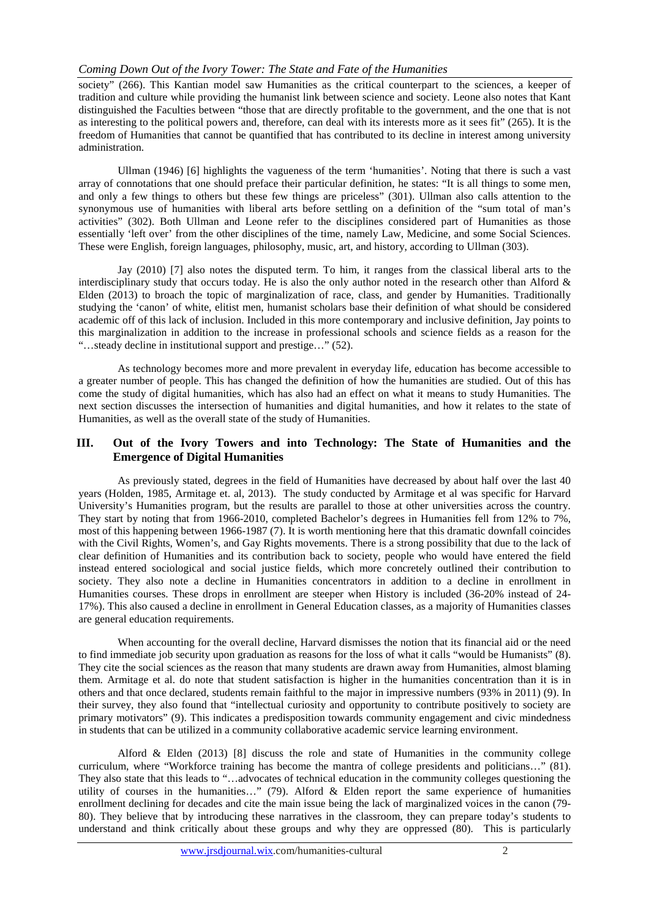society" (266). This Kantian model saw Humanities as the critical counterpart to the sciences, a keeper of tradition and culture while providing the humanist link between science and society. Leone also notes that Kant distinguished the Faculties between "those that are directly profitable to the government, and the one that is not as interesting to the political powers and, therefore, can deal with its interests more as it sees fit" (265). It is the freedom of Humanities that cannot be quantified that has contributed to its decline in interest among university administration.

Ullman (1946) [6] highlights the vagueness of the term 'humanities'. Noting that there is such a vast array of connotations that one should preface their particular definition, he states: "It is all things to some men, and only a few things to others but these few things are priceless" (301). Ullman also calls attention to the synonymous use of humanities with liberal arts before settling on a definition of the "sum total of man's activities" (302). Both Ullman and Leone refer to the disciplines considered part of Humanities as those essentially 'left over' from the other disciplines of the time, namely Law, Medicine, and some Social Sciences. These were English, foreign languages, philosophy, music, art, and history, according to Ullman (303).

Jay (2010) [7] also notes the disputed term. To him, it ranges from the classical liberal arts to the interdisciplinary study that occurs today. He is also the only author noted in the research other than Alford & Elden (2013) to broach the topic of marginalization of race, class, and gender by Humanities. Traditionally studying the 'canon' of white, elitist men, humanist scholars base their definition of what should be considered academic off of this lack of inclusion. Included in this more contemporary and inclusive definition, Jay points to this marginalization in addition to the increase in professional schools and science fields as a reason for the "…steady decline in institutional support and prestige…" (52).

As technology becomes more and more prevalent in everyday life, education has become accessible to a greater number of people. This has changed the definition of how the humanities are studied. Out of this has come the study of digital humanities, which has also had an effect on what it means to study Humanities. The next section discusses the intersection of humanities and digital humanities, and how it relates to the state of Humanities, as well as the overall state of the study of Humanities.

## III. Out of the Ivory Towers and into Technology: The State of Humanities and the Emergence of Digital Humanities

As previously stated, degrees in the field of Humanities have decreased by about half over the last 40 years (Holden, 1985, Armitage et. al, 2013). The study conducted by Armitage et al was specific for Harvard University's Humanities program, but the results are parallel to those at other universities across the country. They start by noting that from 1966-2010, completed Bachelor's degrees in Humanities fell from 12% to 7%, most of this happening between 1966-1987 (7). It is worth mentioning here that this dramatic downfall coincides with the Civil Rights, Women's, and Gay Rights movements. There is a strong possibility that due to the lack of clear definition of Humanities and its contribution back to society, people who would have entered the field instead entered sociological and social justice fields, which more concretely outlined their contribution to society. They also note a decline in Humanities concentrators in addition to a decline in enrollment in Humanities courses. These drops in enrollment are steeper when History is included (36-20% instead of 24-17%). This also caused a decline in enrollment in General Education classes, as a majority of Humanities classes are general education requirements.

When accounting for the overall decline, Harvard dismisses the notion that its financial aid or the need to find immediate job security upon graduation as reasons for the loss of what it calls "would be Humanists" (8). They cite the social sciences as the reason that many students are drawn away from Humanities, almost blaming them. Armitage et al. do note that student satisfaction is higher in the humanities concentration than it is in others and that once declared, students remain faithful to the major in impressive numbers (93% in 2011) (9). In their survey, they also found that "intellectual curiosity and opportunity to contribute positively to society are primary motivators" (9). This indicates a predisposition towards community engagement and civic mindedness in students that can be utilized in a community collaborative academic service learning environment.

Alford & Elden (2013) [8] discuss the role and state of Humanities in the community college curriculum, where "Workforce training has become the mantra of college presidents and politicians…" (81). They also state that this leads to "…advocates of technical education in the community colleges questioning the utility of courses in the humanities…" (79). Alford & Elden report the same experience of humanities enrollment declining for decades and cite the main issue being the lack of marginalized voices in the canon (79-80). They believe that by introducing these narratives in the classroom, they can prepare today's students to understand and think critically about these groups and why they are oppressed (80). This is particularly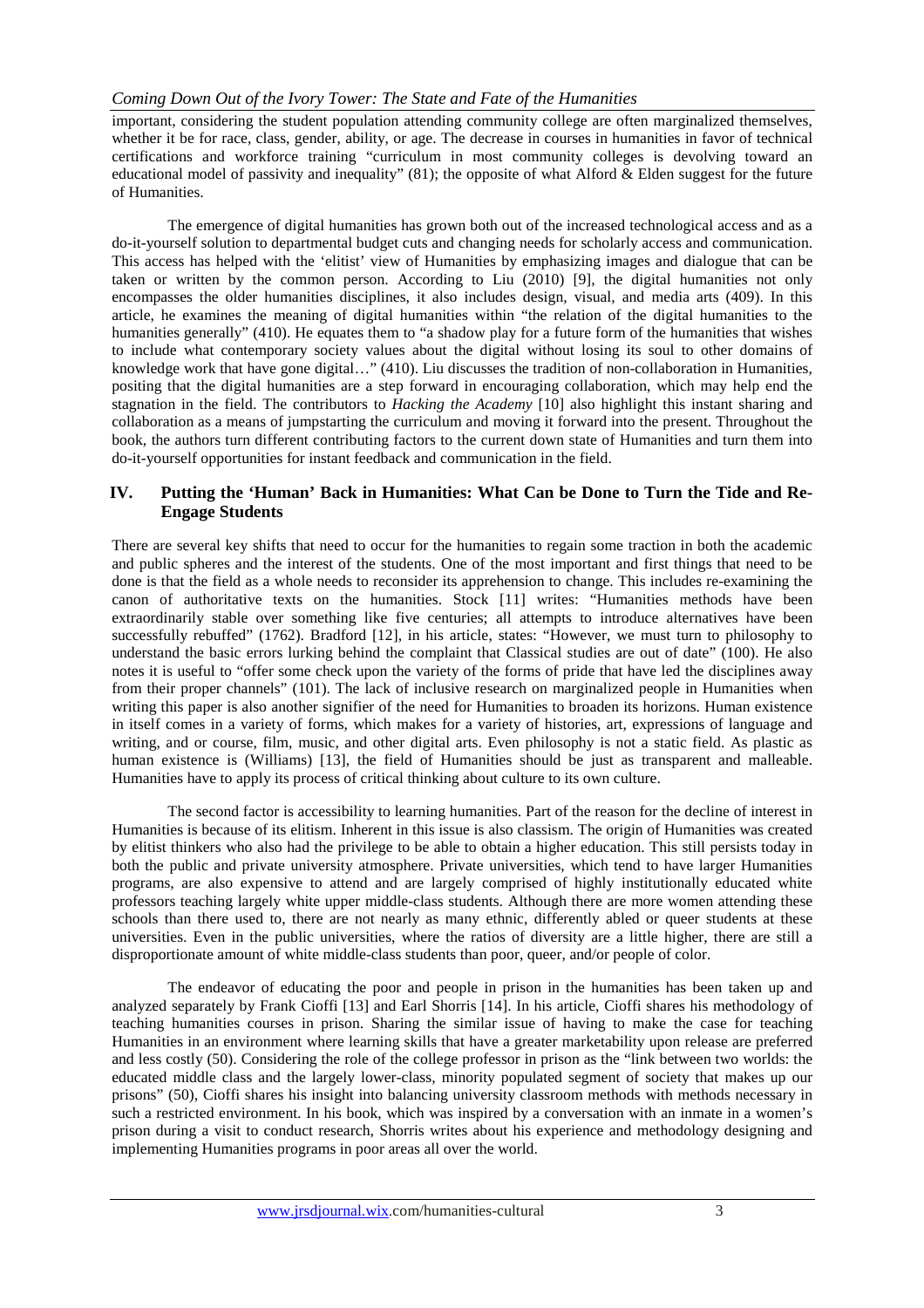important, considering the student population attending community college are often marginalized themselves, whether it be for race, class, gender, ability, or age. The decrease in courses in humanities in favor of technical certifications and workforce training "curriculum in most community colleges is devolving toward an educational model of passivity and inequality" (81); the opposite of what Alford & Elden suggest for the future of Humanities.

The emergence of digital humanities has grown both out of the increased technological access and as a do-it-yourself solution to departmental budget cuts and changing needs for scholarly access and communication. This access has helped with the 'elitist' view of Humanities by emphasizing images and dialogue that can be taken or written by the common person. According to Liu (2010) [9], the digital humanities not only encompasses the older humanities disciplines, it also includes design, visual, and media arts (409). In this article, he examines the meaning of digital humanities within "the relation of the digital humanities to the humanities generally" (410). He equates them to "a shadow play for a future form of the humanities that wishes to include what contemporary society values about the digital without losing its soul to other domains of knowledge work that have gone digital…" (410). Liu discusses the tradition of non-collaboration in Humanities, positing that the digital humanities are a step forward in encouraging collaboration, which may help end the stagnation in the field. The contributors to *Hacking the Academy* [10] also highlight this instant sharing and collaboration as a means of jumpstarting the curriculum and moving it forward into the present. Throughout the book, the authors turn different contributing factors to the current down state of Humanities and turn them into do-it-yourself opportunities for instant feedback and communication in the field.

## IV. Putting the 'Human' Back in Humanities: What Can be Done to Turn the Tide and Re-Engage Students

There are several key shifts that need to occur for the humanities to regain some traction in both the academic and public spheres and the interest of the students. One of the most important and first things that need to be done is that the field as a whole needs to reconsider its apprehension to change. This includes re-examining the canon of authoritative texts on the humanities. Stock [11] writes: "Humanities methods have been extraordinarily stable over something like five centuries; all attempts to introduce alternatives have been successfully rebuffed" (1762). Bradford [12], in his article, states: "However, we must turn to philosophy to understand the basic errors lurking behind the complaint that Classical studies are out of date" (100). He also notes it is useful to "offer some check upon the variety of the forms of pride that have led the disciplines away from their proper channels" (101). The lack of inclusive research on marginalized people in Humanities when writing this paper is also another signifier of the need for Humanities to broaden its horizons. Human existence in itself comes in a variety of forms, which makes for a variety of histories, art, expressions of language and writing, and or course, film, music, and other digital arts. Even philosophy is not a static field. As plastic as human existence is (Williams) [13], the field of Humanities should be just as transparent and malleable. Humanities have to apply its process of critical thinking about culture to its own culture.

The second factor is accessibility to learning humanities. Part of the reason for the decline of interest in Humanities is because of its elitism. Inherent in this issue is also classism. The origin of Humanities was created by elitist thinkers who also had the privilege to be able to obtain a higher education. This still persists today in both the public and private university atmosphere. Private universities, which tend to have larger Humanities programs, are also expensive to attend and are largely comprised of highly institutionally educated white professors teaching largely white upper middle-class students. Although there are more women attending these schools than there used to, there are not nearly as many ethnic, differently abled or queer students at these universities. Even in the public universities, where the ratios of diversity are a little higher, there are still a disproportionate amount of white middle-class students than poor, queer, and/or people of color.

The endeavor of educating the poor and people in prison in the humanities has been taken up and analyzed separately by Frank Cioffi [13] and Earl Shorris [14]. In his article, Cioffi shares his methodology of teaching humanities courses in prison. Sharing the similar issue of having to make the case for teaching Humanities in an environment where learning skills that have a greater marketability upon release are preferred and less costly (50). Considering the role of the college professor in prison as the "link between two worlds: the educated middle class and the largely lower-class, minority populated segment of society that makes up our prisons" (50), Cioffi shares his insight into balancing university classroom methods with methods necessary in such a restricted environment. In his book, which was inspired by a conversation with an inmate in a women's prison during a visit to conduct research, Shorris writes about his experience and methodology designing and implementing Humanities programs in poor areas all over the world.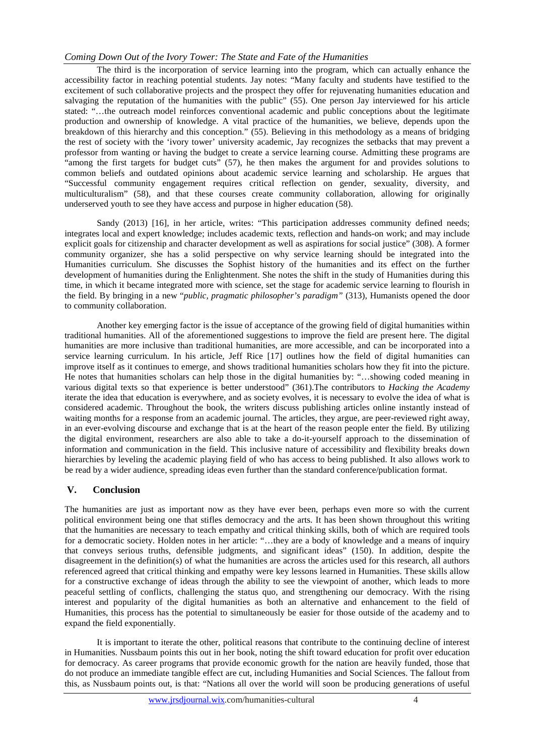The third is the incorporation of service learning into the program, which can actually enhance the accessibility factor in reaching potential students. Jay notes: "Many faculty and students have testified to the excitement of such collaborative projects and the prospect they offer for rejuvenating humanities education and salvaging the reputation of the humanities with the public" (55). One person Jay interviewed for his article stated: "…the outreach model reinforces conventional academic and public conceptions about the legitimate production and ownership of knowledge. A vital practice of the humanities, we believe, depends upon the breakdown of this hierarchy and this conception." (55). Believing in this methodology as a means of bridging the rest of society with the 'ivory tower' university academic, Jay recognizes the setbacks that may prevent a professor from wanting or having the budget to create a service learning course. Admitting these programs are "among the first targets for budget cuts" (57), he then makes the argument for and provides solutions to common beliefs and outdated opinions about academic service learning and scholarship. He argues that "Successful community engagement requires critical reflection on gender, sexuality, diversity, and multiculturalism" (58), and that these courses create community collaboration, allowing for originally underserved youth to see they have access and purpose in higher education (58).

Sandy (2013) [16], in her article, writes: "This participation addresses community defined needs; integrates local and expert knowledge; includes academic texts, reflection and hands-on work; and may include explicit goals for citizenship and character development as well as aspirations for social justice" (308). A former community organizer, she has a solid perspective on why service learning should be integrated into the Humanities curriculum. She discusses the Sophist history of the humanities and its effect on the further development of humanities during the Enlightenment. She notes the shift in the study of Humanities during this time, in which it became integrated more with science, set the stage for academic service learning to flourish in the field. By bringing in a new "*public, pragmatic philosopher's paradigm"* (313), Humanists opened the door to community collaboration.

Another key emerging factor is the issue of acceptance of the growing field of digital humanities within traditional humanities. All of the aforementioned suggestions to improve the field are present here. The digital humanities are more inclusive than traditional humanities, are more accessible, and can be incorporated into a service learning curriculum. In his article, Jeff Rice [17] outlines how the field of digital humanities can improve itself as it continues to emerge, and shows traditional humanities scholars how they fit into the picture. He notes that humanities scholars can help those in the digital humanities by: "…showing coded meaning in various digital texts so that experience is better understood" (361).The contributors to *Hacking the Academy* iterate the idea that education is everywhere, and as society evolves, it is necessary to evolve the idea of what is considered academic. Throughout the book, the writers discuss publishing articles online instantly instead of waiting months for a response from an academic journal. The articles, they argue, are peer-reviewed right away, in an ever-evolving discourse and exchange that is at the heart of the reason people enter the field. By utilizing the digital environment, researchers are also able to take a do-it-yourself approach to the dissemination of information and communication in the field. This inclusive nature of accessibility and flexibility breaks down hierarchies by leveling the academic playing field of who has access to being published. It also allows work to be read by a wider audience, spreading ideas even further than the standard conference/publication format.

## V. Conclusion

The humanities are just as important now as they have ever been, perhaps even more so with the current political environment being one that stifles democracy and the arts. It has been shown throughout this writing that the humanities are necessary to teach empathy and critical thinking skills, both of which are required tools for a democratic society. Holden notes in her article: "…they are a body of knowledge and a means of inquiry that conveys serious truths, defensible judgments, and significant ideas" (150). In addition, despite the disagreement in the definition(s) of what the humanities are across the articles used for this research, all authors referenced agreed that critical thinking and empathy were key lessons learned in Humanities. These skills allow for a constructive exchange of ideas through the ability to see the viewpoint of another, which leads to more peaceful settling of conflicts, challenging the status quo, and strengthening our democracy. With the rising interest and popularity of the digital humanities as both an alternative and enhancement to the field of Humanities, this process has the potential to simultaneously be easier for those outside of the academy and to expand the field exponentially.

It is important to iterate the other, political reasons that contribute to the continuing decline of interest in Humanities. Nussbaum points this out in her book, noting the shift toward education for profit over education for democracy. As career programs that provide economic growth for the nation are heavily funded, those that do not produce an immediate tangible effect are cut, including Humanities and Social Sciences. The fallout from this, as Nussbaum points out, is that: "Nations all over the world will soon be producing generations of useful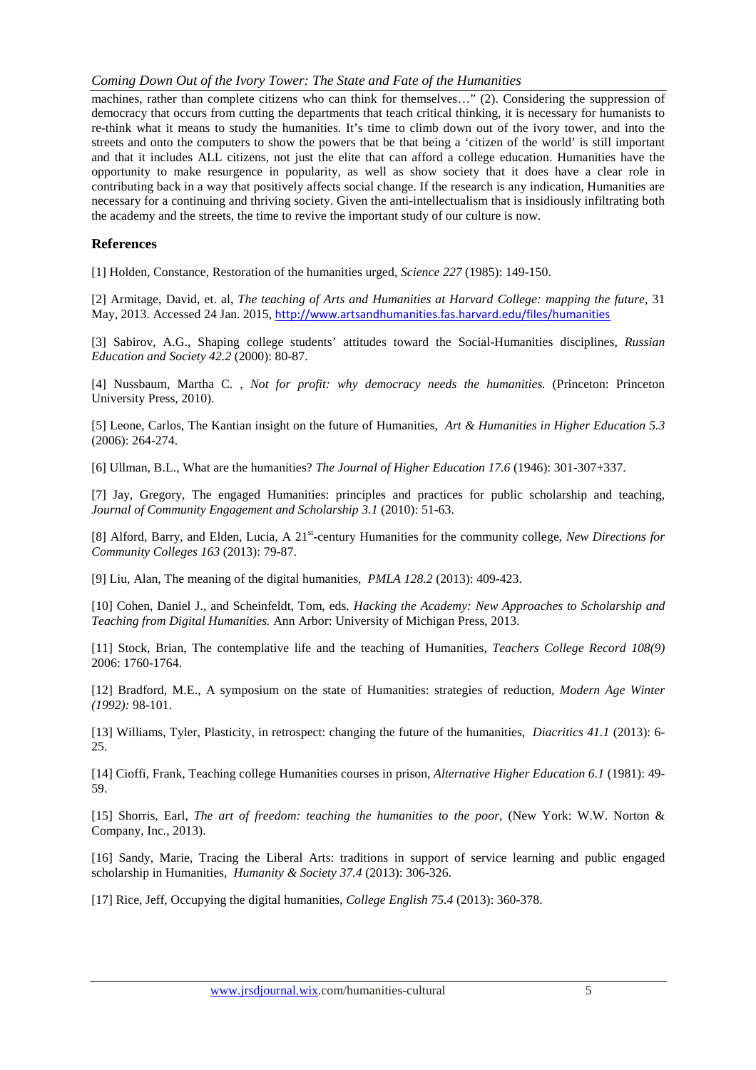machines, rather than complete citizens who can think for themselves…" (2). Considering the suppression of democracy that occurs from cutting the departments that teach critical thinking, it is necessary for humanists to re-think what it means to study the humanities. It's time to climb down out of the ivory tower, and into the streets and onto the computers to show the powers that be that being a 'citizen of the world' is still important and that it includes ALL citizens, not just the elite that can afford a college education. Humanities have the opportunity to make resurgence in popularity, as well as show society that it does have a clear role in contributing back in a way that positively affects social change. If the research is any indication, Humanities are necessary for a continuing and thriving society. Given the anti-intellectualism that is insidiously infiltrating both the academy and the streets, the time to revive the important study of our culture is now.

## References

[1] Holden, Constance, Restoration of the humanities urged, *Science 227* (1985): 149-150.

[2] Armitage, David, et. al, *The teaching of Arts and Humanities at Harvard College: mapping the future,* 31 May, 2013. Accessed 24 Jan. 2015, http://www.artsandhumanities.fas.harvard.edu/files/humanities

[3] Sabirov, A.G., Shaping college students' attitudes toward the Social-Humanities disciplines, *Russian Education and Society 42.2* (2000): 80-87.

[4] Nussbaum, Martha C. , *Not for profit: why democracy needs the humanities.* (Princeton: Princeton University Press, 2010).

[5] Leone, Carlos, The Kantian insight on the future of Humanities, *Art & Humanities in Higher Education 5.3* (2006): 264-274.

[6] Ullman, B.L., What are the humanities? *The Journal of Higher Education 17.6* (1946): 301-307+337.

[7] Jay, Gregory, The engaged Humanities: principles and practices for public scholarship and teaching, *Journal of Community Engagement and Scholarship 3.1* (2010): 51-63.

[8] Alford, Barry, and Elden, Lucia, A 21st-century Humanities for the community college, *New Directions for Community Colleges 163* (2013): 79-87.

[9] Liu, Alan, The meaning of the digital humanities, *PMLA 128.2* (2013): 409-423.

[10] Cohen, Daniel J., and Scheinfeldt, Tom, eds. *Hacking the Academy: New Approaches to Scholarship and Teaching from Digital Humanities.* Ann Arbor: University of Michigan Press, 2013.

[11] Stock, Brian, The contemplative life and the teaching of Humanities, *Teachers College Record 108(9)* 2006: 1760-1764.

[12] Bradford, M.E., A symposium on the state of Humanities: strategies of reduction, *Modern Age Winter (1992):* 98-101.

[13] Williams, Tyler, Plasticity, in retrospect: changing the future of the humanities, *Diacritics 41.1* (2013): 6-25.

[14] Cioffi, Frank, Teaching college Humanities courses in prison, *Alternative Higher Education 6.1* (1981): 49-59.

[15] Shorris, Earl, *The art of freedom: teaching the humanities to the poor,* (New York: W.W. Norton & Company, Inc., 2013).

[16] Sandy, Marie, Tracing the Liberal Arts: traditions in support of service learning and public engaged scholarship in Humanities, *Humanity & Society 37.4* (2013): 306-326.

[17] Rice, Jeff, Occupying the digital humanities, *College English 75.4* (2013): 360-378.